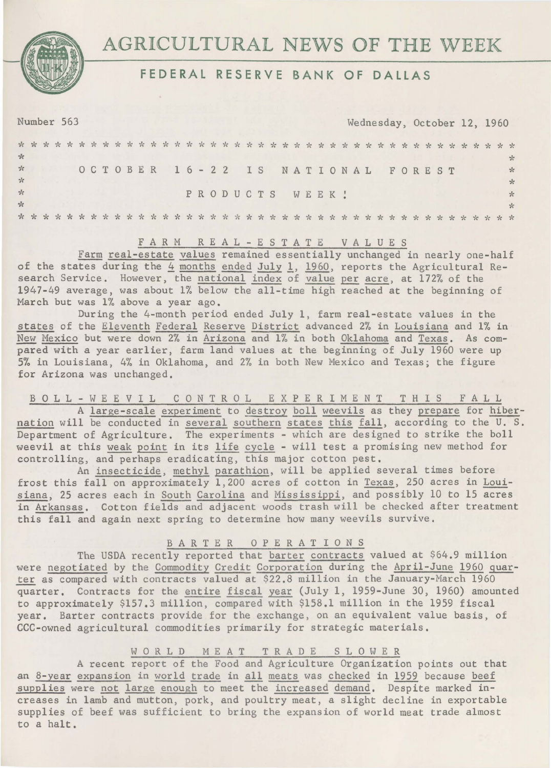// AGRICULTURAL NEWS OF THE WEEK

FEDERAL RESERVE BANK OF DALLAS

Number 563 — Wednesday, October 12, 1960

**OCTOBER 16-22 IS NATIONAL FOREST PRODUCTS WEEK!**

## FARM REAL-ESTATE VALUES

Farm real-estate values remained essentially unchanged in nearly one-half of the states during the 4 months ended July 1, 1960, reports the Agricultural Research Service. However, the national index of value per acre, at 172% of the 1947-49 average, was about 1% below the all-time high reached at the beginning of March but was 1% above a year ago.

During the 4-month period ended July 1, farm real-estate values in the states of the Eleventh Federal Reserve District advanced 2% in Louisiana and 1% in New Mexico but were down 2% in Arizona and 1% in both Oklahoma and Texas. As compared with a year earlier, farm land values at the beginning of July 1960 were up 5% in Louisiana, 4% in Oklahoma, and 2% in both New Mexico and Texas; the figure for Arizona was unchanged.

## BOLL-WEEVIL CONTROL EXPERIMENT THIS FALL

A large-scale experiment to destroy boll weevils as they prepare for hibernation will be conducted in several southern states this fall, according to the U. S. Department of Agriculture. The experiments - which are designed to strike the boll weevil at this weak point in its life cycle - will test a promising new method for controlling, and perhaps eradicating, this major cotton pest.

An insecticide, methyl parathion, will be applied several times before frost this fall on approximately 1,200 acres of cotton in Texas, 250 acres in Louisiana, 25 acres each in South Carolina and Mississippi, and possibly 10 to 15 acres in Arkansas. Cotton fields and adjacent woods trash will be checked after treatment this fall and again next spring to determine how many weevils survive.

## BARTER OPERATIONS

The USDA recently reported that barter contracts valued at $64.9 million were negotiated by the Commodity Credit Corporation during the April-June 1960 quarter as compared with contracts valued at $22.8 million in the January-March 1960 quarter. Contracts for the entire fiscal year (July 1, 1959-June 30, 1960) amounted to approximately $157.3 million, compared with $158.1 million in the 1959 fiscal year. Barter contracts provide for the exchange, on an equivalent value basis, of CCC-owned agricultural commodities primarily for strategic materials.

## WORLD MEAT TRADE SLOWER

A recent report of the Food and Agriculture Organization points out that an 8-year expansion in world trade in all meats was checked in 1959 because beef supplies were not large enough to meet the increased demand. Despite marked increases in lamb and mutton, pork, and poultry meat, a slight decline in exportable supplies of beef was sufficient to bring the expansion of world meat trade almost to a halt.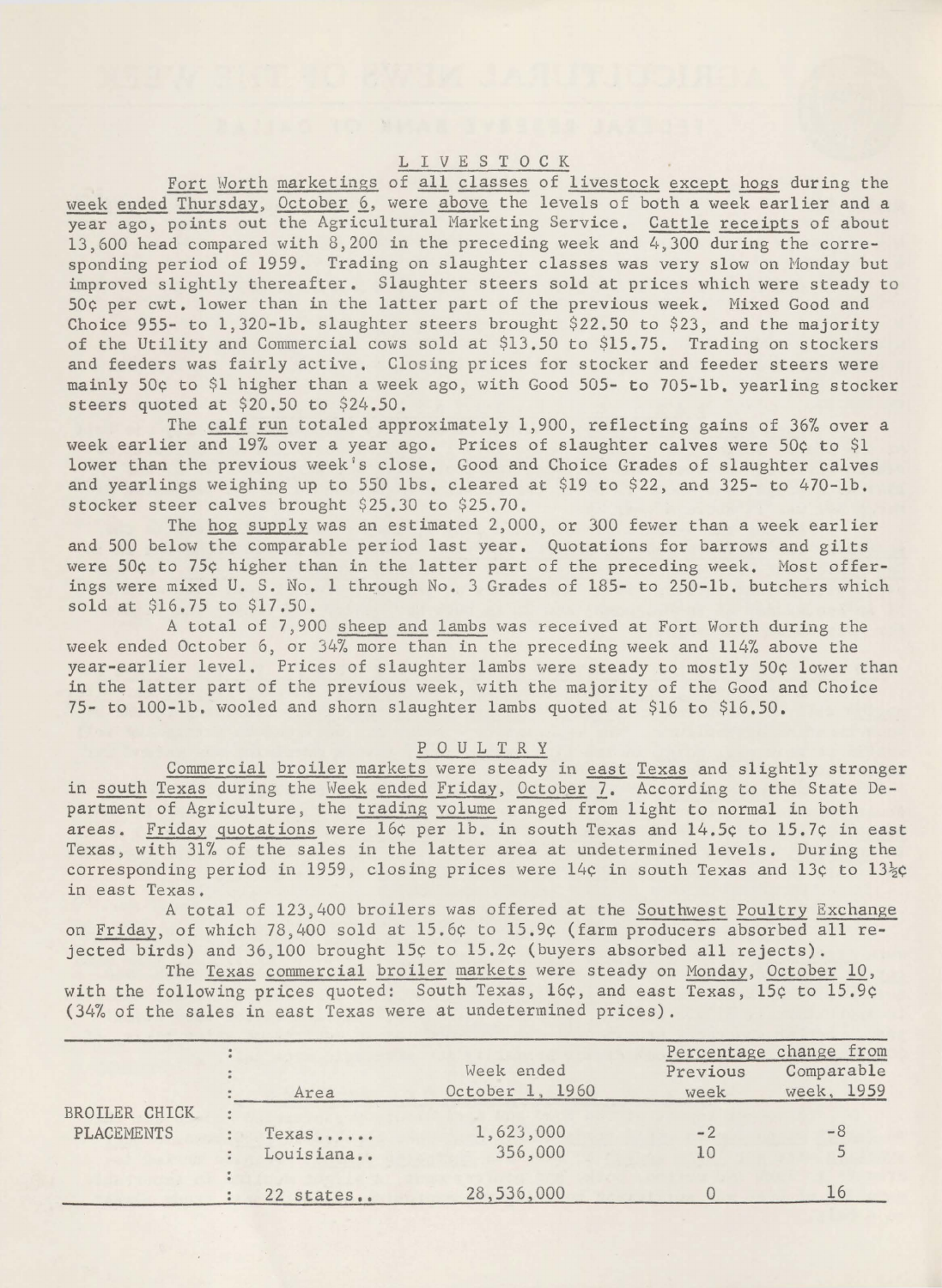## LIVESTOCK

Fort Worth marketings of all classes of livestock except hogs during the week ended Thursday, October 6, were above the levels of both a week earlier and a year ago, points out the Agricultural Marketing Service. Cattle receipts of about 13,600 head compared with 8,200 in the preceding week and 4,300 during the corresponding period of 1959. Trading on slaughter classes was very slow on Monday but improved slightly thereafter. Slaughter steers sold at prices which were steady to 50¢ per cwt. lower than in the latter part of the previous week. Mixed Good and Choice 955- to 1,320-lb. slaughter steers brought $22.50 to $23, and the majority of the Utility and Commercial cows sold at $13.50 to $15.75. Trading on stockers and feeders was fairly active. Closing prices for stocker and feeder steers were mainly 50¢ to $1 higher than a week ago, with Good 505- to 705-lb. yearling stocker steers quoted at $20.50 to $24.50.

The calf run totaled approximately 1,900, reflecting gains of 36% over a week earlier and 19% over a year ago. Prices of slaughter calves were 50¢ to $1 lower than the previous week's close. Good and Choice Grades of slaughter calves and yearlings weighing up to 550 lbs. cleared at $19 to $22, and 325- to 470-lb. stocker steer calves brought $25.30 to $25.70.

The hog supply was an estimated 2,000, or 300 fewer than a week earlier and 500 below the comparable period last year. Quotations for barrows and gilts were 50¢ to 75¢ higher than in the latter part of the preceding week. Most offerings were mixed U. S. No. 1 through No. 3 Grades of 185- to 250-lb. butchers which sold at $16.75 to $17.50.

A total of 7,900 sheep and lambs was received at Fort Worth during the week ended October 6, or 34% more than in the preceding week and 114% above the year-earlier level. Prices of slaughter lambs were steady to mostly 50¢ lower than in the latter part of the previous week, with the majority of the Good and Choice 75- to 100-lb. wooled and shorn slaughter lambs quoted at $16 to $16.50.

## POULTRY

Commercial broiler markets were steady in east Texas and slightly stronger in south Texas during the week ended Friday, October 7. According to the State Department of Agriculture, the trading volume ranged from light to normal in both areas. Friday quotations were 16¢ per lb. in south Texas and 14.5¢ to 15.7¢ in east Texas, with 31% of the sales in the latter area at undetermined levels. During the corresponding period in 1959, closing prices were 14¢ in south Texas and 13¢ to 13½¢ in east Texas.

A total of 123,400 broilers was offered at the Southwest Poultry Exchange on Friday, of which 78,400 sold at 15.6¢ to 15.9¢ (farm producers absorbed all rejected birds) and 36,100 brought 15¢ to 15.2¢ (buyers absorbed all rejects).

The Texas commercial broiler markets were steady on Monday, October 10, with the following prices quoted: South Texas, 16¢, and east Texas, 15¢ to 15.9¢ (34% of the sales in east Texas were at undetermined prices).

| | | | Percentage change from | |
|---|---|---|---|---|
| | Area | Week ended October 1, 1960 | Previous week | Comparable week, 1959 |
| BROILER CHICK PLACEMENTS | Texas...... | 1,623,000 | -2 | -8 |
| | Louisiana.. | 356,000 | 10 | 5 |
| | 22 states.. | 28,536,000 | 0 | 16 |